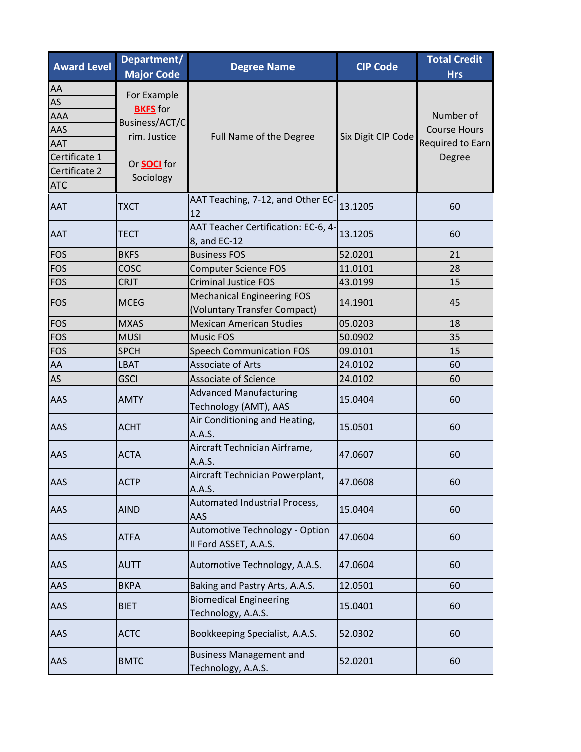| Award Level | Department/ Major Code | Degree Name | CIP Code | Total Credit Hrs |
|---|---|---|---|---|
| AA<br>AS<br>AAA<br>AAS<br>AAT<br>Certificate 1<br>Certificate 2<br>ATC | For Example **BKFS** for Business/ACT/Crim. Justice<br><br>Or **SOCI** for Sociology | Full Name of the Degree | Six Digit CIP Code | Number of Course Hours Required to Earn Degree |
| AAT | TXCT | AAT Teaching, 7-12, and Other EC-12 | 13.1205 | 60 |
| AAT | TECT | AAT Teacher Certification: EC-6, 4-8, and EC-12 | 13.1205 | 60 |
| FOS | BKFS | Business FOS | 52.0201 | 21 |
| FOS | COSC | Computer Science FOS | 11.0101 | 28 |
| FOS | CRJT | Criminal Justice FOS | 43.0199 | 15 |
| FOS | MCEG | Mechanical Engineering FOS (Voluntary Transfer Compact) | 14.1901 | 45 |
| FOS | MXAS | Mexican American Studies | 05.0203 | 18 |
| FOS | MUSI | Music FOS | 50.0902 | 35 |
| FOS | SPCH | Speech Communication FOS | 09.0101 | 15 |
| AA | LBAT | Associate of Arts | 24.0102 | 60 |
| AS | GSCI | Associate of Science | 24.0102 | 60 |
| AAS | AMTY | Advanced Manufacturing Technology (AMT), AAS | 15.0404 | 60 |
| AAS | ACHT | Air Conditioning and Heating, A.A.S. | 15.0501 | 60 |
| AAS | ACTA | Aircraft Technician Airframe, A.A.S. | 47.0607 | 60 |
| AAS | ACTP | Aircraft Technician Powerplant, A.A.S. | 47.0608 | 60 |
| AAS | AIND | Automated Industrial Process, AAS | 15.0404 | 60 |
| AAS | ATFA | Automotive Technology - Option II Ford ASSET, A.A.S. | 47.0604 | 60 |
| AAS | AUTT | Automotive Technology, A.A.S. | 47.0604 | 60 |
| AAS | BKPA | Baking and Pastry Arts, A.A.S. | 12.0501 | 60 |
| AAS | BIET | Biomedical Engineering Technology, A.A.S. | 15.0401 | 60 |
| AAS | ACTC | Bookkeeping Specialist, A.A.S. | 52.0302 | 60 |
| AAS | BMTC | Business Management and Technology, A.A.S. | 52.0201 | 60 |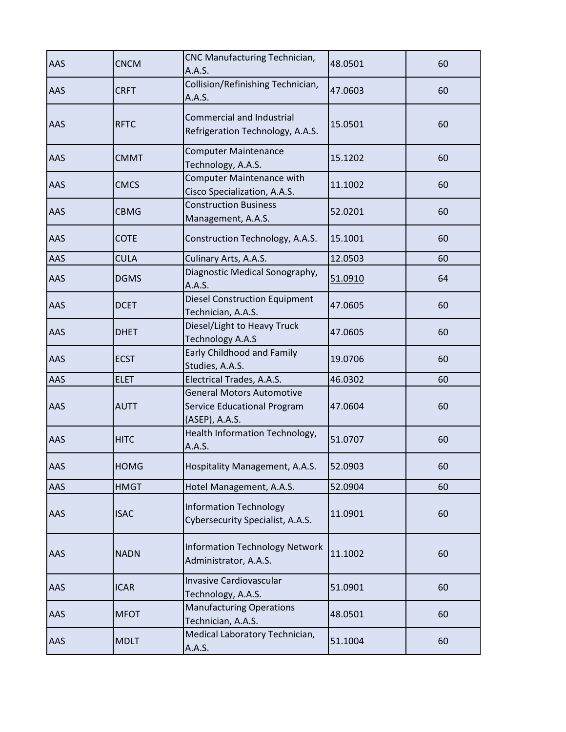| | | | | |
|---|---|---|---|---|
| AAS | CNCM | CNC Manufacturing Technician, A.A.S. | 48.0501 | 60 |
| AAS | CRFT | Collision/Refinishing Technician, A.A.S. | 47.0603 | 60 |
| AAS | RFTC | Commercial and Industrial Refrigeration Technology, A.A.S. | 15.0501 | 60 |
| AAS | CMMT | Computer Maintenance Technology, A.A.S. | 15.1202 | 60 |
| AAS | CMCS | Computer Maintenance with Cisco Specialization, A.A.S. | 11.1002 | 60 |
| AAS | CBMG | Construction Business Management, A.A.S. | 52.0201 | 60 |
| AAS | COTE | Construction Technology, A.A.S. | 15.1001 | 60 |
| AAS | CULA | Culinary Arts, A.A.S. | 12.0503 | 60 |
| AAS | DGMS | Diagnostic Medical Sonography, A.A.S. | 51.0910 | 64 |
| AAS | DCET | Diesel Construction Equipment Technician, A.A.S. | 47.0605 | 60 |
| AAS | DHET | Diesel/Light to Heavy Truck Technology A.A.S | 47.0605 | 60 |
| AAS | ECST | Early Childhood and Family Studies, A.A.S. | 19.0706 | 60 |
| AAS | ELET | Electrical Trades, A.A.S. | 46.0302 | 60 |
| AAS | AUTT | General Motors Automotive Service Educational Program (ASEP), A.A.S. | 47.0604 | 60 |
| AAS | HITC | Health Information Technology, A.A.S. | 51.0707 | 60 |
| AAS | HOMG | Hospitality Management, A.A.S. | 52.0903 | 60 |
| AAS | HMGT | Hotel Management, A.A.S. | 52.0904 | 60 |
| AAS | ISAC | Information Technology Cybersecurity Specialist, A.A.S. | 11.0901 | 60 |
| AAS | NADN | Information Technology Network Administrator, A.A.S. | 11.1002 | 60 |
| AAS | ICAR | Invasive Cardiovascular Technology, A.A.S. | 51.0901 | 60 |
| AAS | MFOT | Manufacturing Operations Technician, A.A.S. | 48.0501 | 60 |
| AAS | MDLT | Medical Laboratory Technician, A.A.S. | 51.1004 | 60 |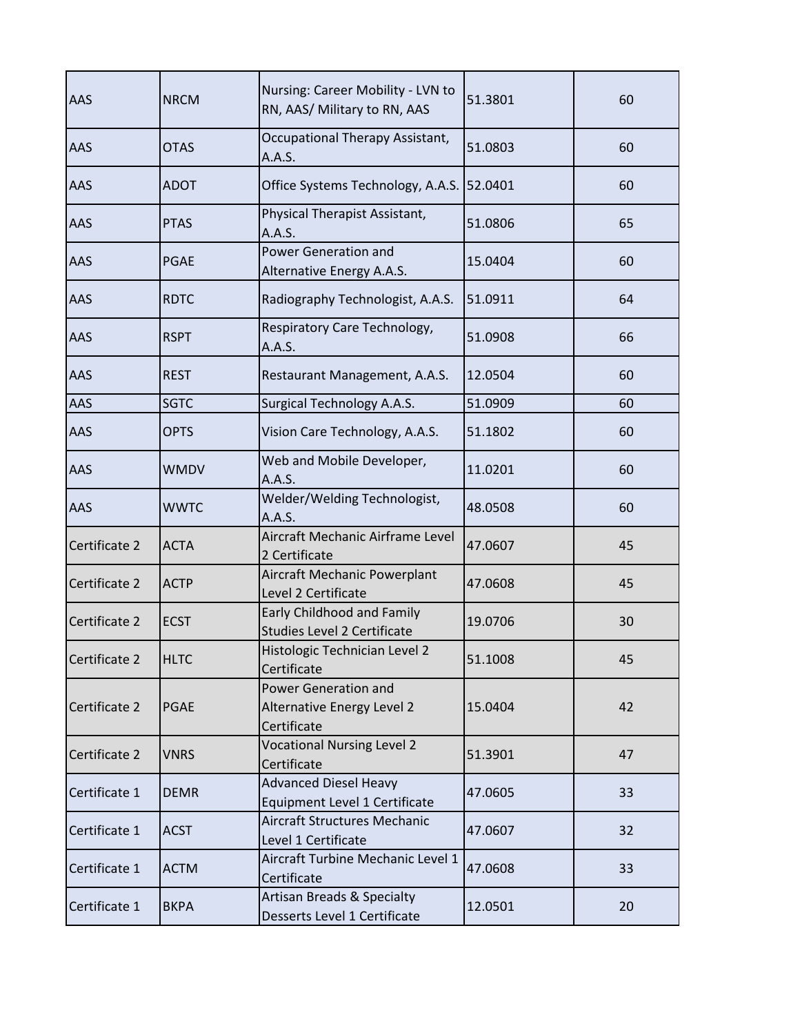| | | | | |
|---|---|---|---|---|
| AAS | NRCM | Nursing: Career Mobility - LVN to RN, AAS/ Military to RN, AAS | 51.3801 | 60 |
| AAS | OTAS | Occupational Therapy Assistant, A.A.S. | 51.0803 | 60 |
| AAS | ADOT | Office Systems Technology, A.A.S. | 52.0401 | 60 |
| AAS | PTAS | Physical Therapist Assistant, A.A.S. | 51.0806 | 65 |
| AAS | PGAE | Power Generation and Alternative Energy A.A.S. | 15.0404 | 60 |
| AAS | RDTC | Radiography Technologist, A.A.S. | 51.0911 | 64 |
| AAS | RSPT | Respiratory Care Technology, A.A.S. | 51.0908 | 66 |
| AAS | REST | Restaurant Management, A.A.S. | 12.0504 | 60 |
| AAS | SGTC | Surgical Technology A.A.S. | 51.0909 | 60 |
| AAS | OPTS | Vision Care Technology, A.A.S. | 51.1802 | 60 |
| AAS | WMDV | Web and Mobile Developer, A.A.S. | 11.0201 | 60 |
| AAS | WWTC | Welder/Welding Technologist, A.A.S. | 48.0508 | 60 |
| Certificate 2 | ACTA | Aircraft Mechanic Airframe Level 2 Certificate | 47.0607 | 45 |
| Certificate 2 | ACTP | Aircraft Mechanic Powerplant Level 2 Certificate | 47.0608 | 45 |
| Certificate 2 | ECST | Early Childhood and Family Studies Level 2 Certificate | 19.0706 | 30 |
| Certificate 2 | HLTC | Histologic Technician Level 2 Certificate | 51.1008 | 45 |
| Certificate 2 | PGAE | Power Generation and Alternative Energy Level 2 Certificate | 15.0404 | 42 |
| Certificate 2 | VNRS | Vocational Nursing Level 2 Certificate | 51.3901 | 47 |
| Certificate 1 | DEMR | Advanced Diesel Heavy Equipment Level 1 Certificate | 47.0605 | 33 |
| Certificate 1 | ACST | Aircraft Structures Mechanic Level 1 Certificate | 47.0607 | 32 |
| Certificate 1 | ACTM | Aircraft Turbine Mechanic Level 1 Certificate | 47.0608 | 33 |
| Certificate 1 | BKPA | Artisan Breads & Specialty Desserts Level 1 Certificate | 12.0501 | 20 |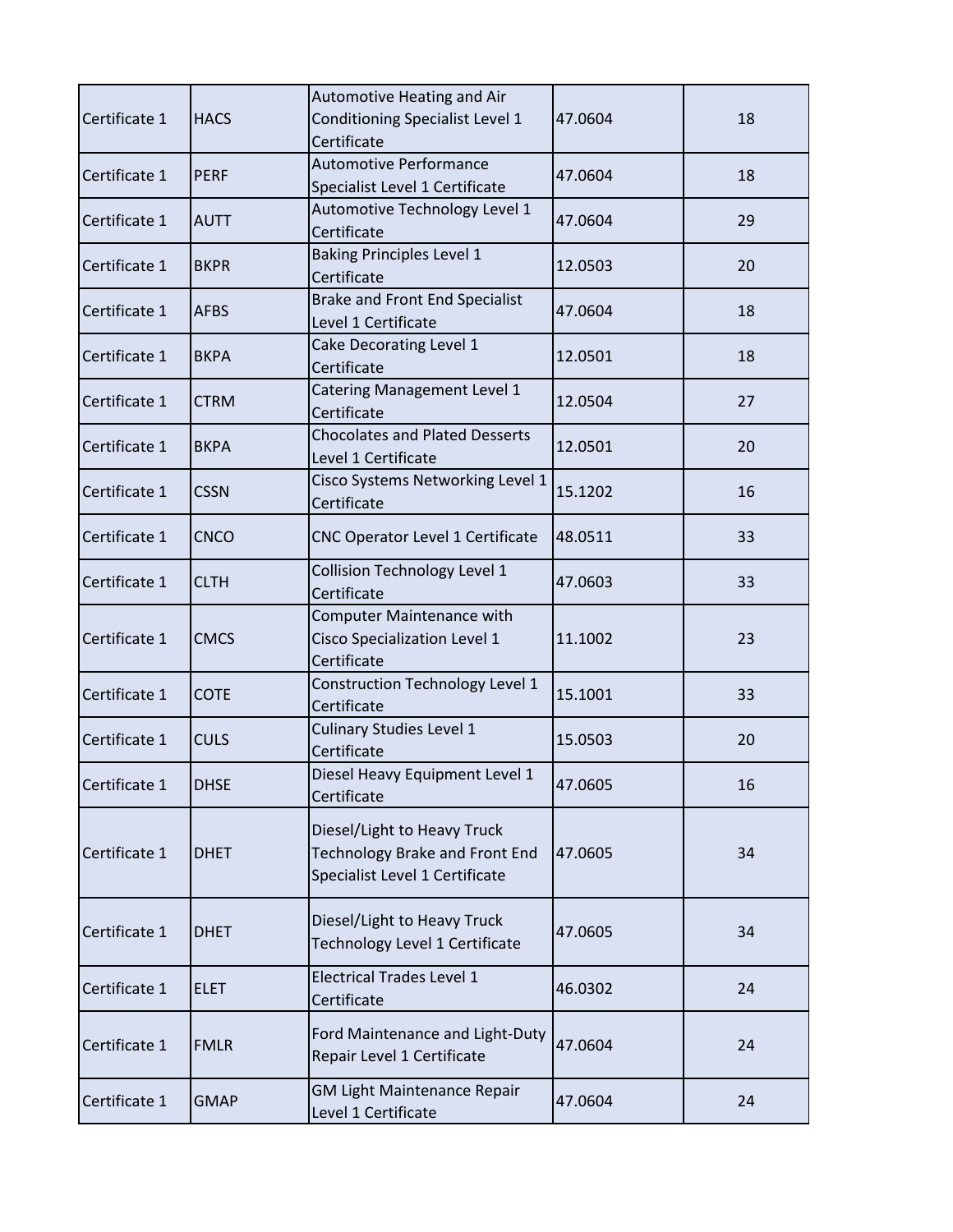| | | | | |
|---|---|---|---|---|
| Certificate 1 | HACS | Automotive Heating and Air Conditioning Specialist Level 1 Certificate | 47.0604 | 18 |
| Certificate 1 | PERF | Automotive Performance Specialist Level 1 Certificate | 47.0604 | 18 |
| Certificate 1 | AUTT | Automotive Technology Level 1 Certificate | 47.0604 | 29 |
| Certificate 1 | BKPR | Baking Principles Level 1 Certificate | 12.0503 | 20 |
| Certificate 1 | AFBS | Brake and Front End Specialist Level 1 Certificate | 47.0604 | 18 |
| Certificate 1 | BKPA | Cake Decorating Level 1 Certificate | 12.0501 | 18 |
| Certificate 1 | CTRM | Catering Management Level 1 Certificate | 12.0504 | 27 |
| Certificate 1 | BKPA | Chocolates and Plated Desserts Level 1 Certificate | 12.0501 | 20 |
| Certificate 1 | CSSN | Cisco Systems Networking Level 1 Certificate | 15.1202 | 16 |
| Certificate 1 | CNCO | CNC Operator Level 1 Certificate | 48.0511 | 33 |
| Certificate 1 | CLTH | Collision Technology Level 1 Certificate | 47.0603 | 33 |
| Certificate 1 | CMCS | Computer Maintenance with Cisco Specialization Level 1 Certificate | 11.1002 | 23 |
| Certificate 1 | COTE | Construction Technology Level 1 Certificate | 15.1001 | 33 |
| Certificate 1 | CULS | Culinary Studies Level 1 Certificate | 15.0503 | 20 |
| Certificate 1 | DHSE | Diesel Heavy Equipment Level 1 Certificate | 47.0605 | 16 |
| Certificate 1 | DHET | Diesel/Light to Heavy Truck Technology Brake and Front End Specialist Level 1 Certificate | 47.0605 | 34 |
| Certificate 1 | DHET | Diesel/Light to Heavy Truck Technology Level 1 Certificate | 47.0605 | 34 |
| Certificate 1 | ELET | Electrical Trades Level 1 Certificate | 46.0302 | 24 |
| Certificate 1 | FMLR | Ford Maintenance and Light-Duty Repair Level 1 Certificate | 47.0604 | 24 |
| Certificate 1 | GMAP | GM Light Maintenance Repair Level 1 Certificate | 47.0604 | 24 |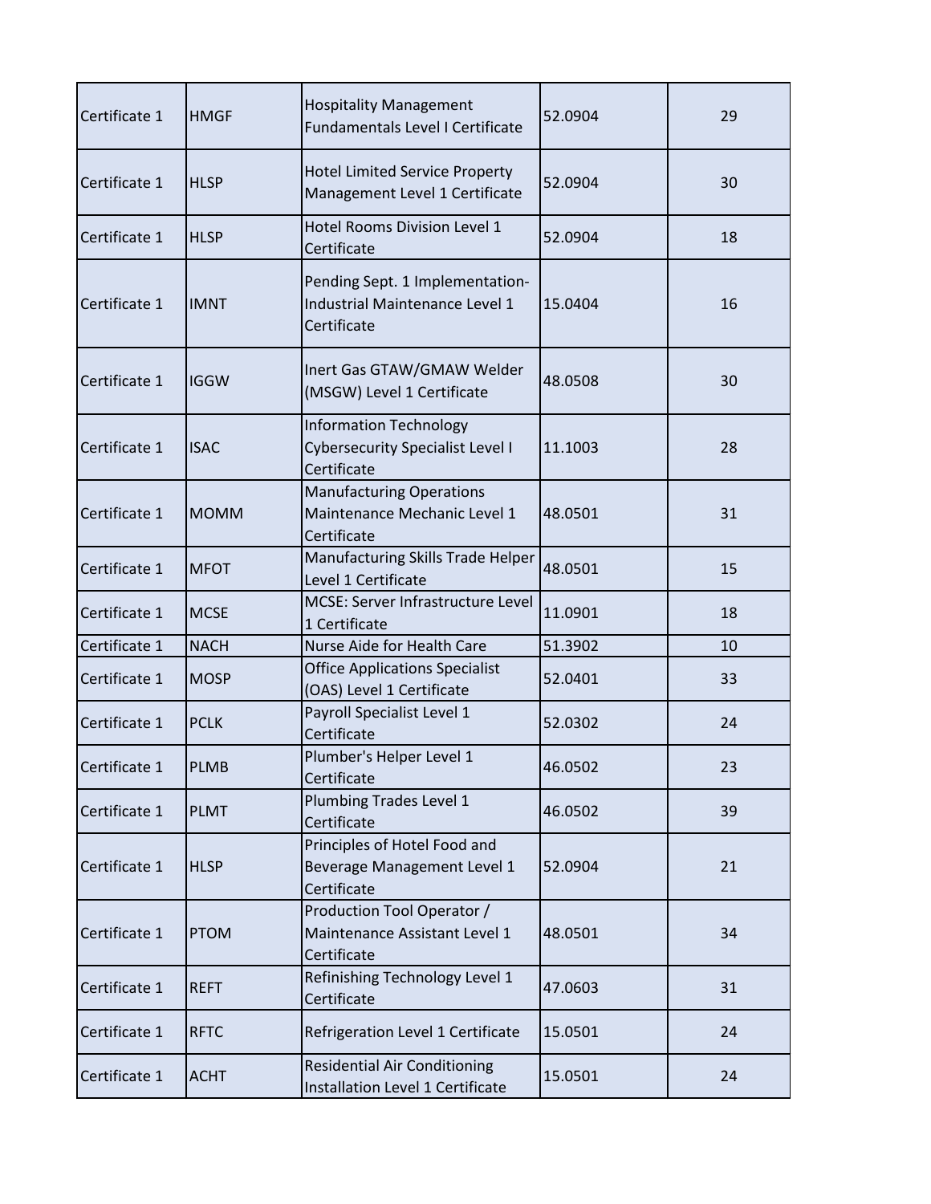| Certificate 1 | HMGF | Hospitality Management Fundamentals Level I Certificate | 52.0904 | 29 |
|---|---|---|---|---|
| Certificate 1 | HLSP | Hotel Limited Service Property Management Level 1 Certificate | 52.0904 | 30 |
| Certificate 1 | HLSP | Hotel Rooms Division Level 1 Certificate | 52.0904 | 18 |
| Certificate 1 | IMNT | Pending Sept. 1 Implementation- Industrial Maintenance Level 1 Certificate | 15.0404 | 16 |
| Certificate 1 | IGGW | Inert Gas GTAW/GMAW Welder (MSGW) Level 1 Certificate | 48.0508 | 30 |
| Certificate 1 | ISAC | Information Technology Cybersecurity Specialist Level I Certificate | 11.1003 | 28 |
| Certificate 1 | MOMM | Manufacturing Operations Maintenance Mechanic Level 1 Certificate | 48.0501 | 31 |
| Certificate 1 | MFOT | Manufacturing Skills Trade Helper Level 1 Certificate | 48.0501 | 15 |
| Certificate 1 | MCSE | MCSE: Server Infrastructure Level 1 Certificate | 11.0901 | 18 |
| Certificate 1 | NACH | Nurse Aide for Health Care | 51.3902 | 10 |
| Certificate 1 | MOSP | Office Applications Specialist (OAS) Level 1 Certificate | 52.0401 | 33 |
| Certificate 1 | PCLK | Payroll Specialist Level 1 Certificate | 52.0302 | 24 |
| Certificate 1 | PLMB | Plumber's Helper Level 1 Certificate | 46.0502 | 23 |
| Certificate 1 | PLMT | Plumbing Trades Level 1 Certificate | 46.0502 | 39 |
| Certificate 1 | HLSP | Principles of Hotel Food and Beverage Management Level 1 Certificate | 52.0904 | 21 |
| Certificate 1 | PTOM | Production Tool Operator / Maintenance Assistant Level 1 Certificate | 48.0501 | 34 |
| Certificate 1 | REFT | Refinishing Technology Level 1 Certificate | 47.0603 | 31 |
| Certificate 1 | RFTC | Refrigeration Level 1 Certificate | 15.0501 | 24 |
| Certificate 1 | ACHT | Residential Air Conditioning Installation Level 1 Certificate | 15.0501 | 24 |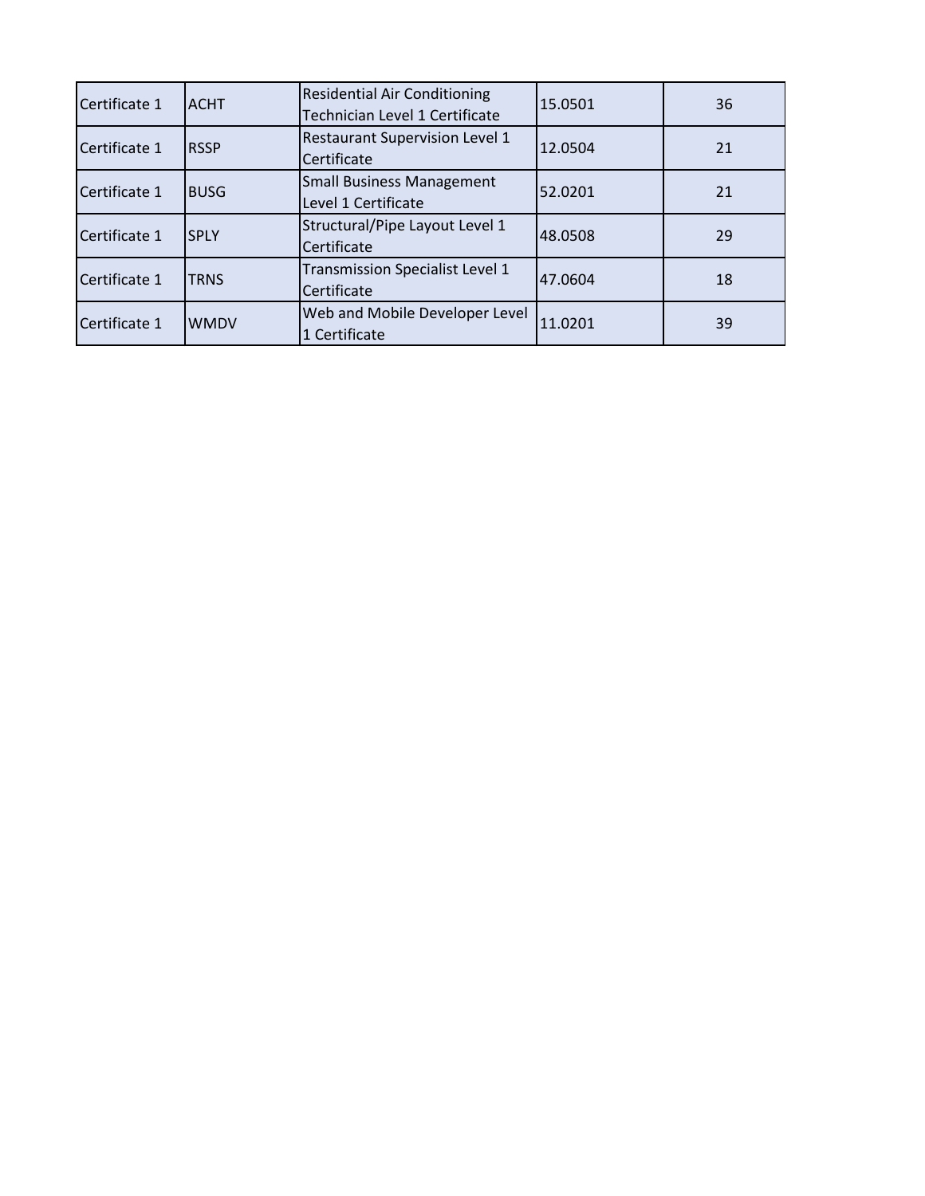| | | | | |
|---|---|---|---|---|
| Certificate 1 | ACHT | Residential Air Conditioning Technician Level 1 Certificate | 15.0501 | 36 |
| Certificate 1 | RSSP | Restaurant Supervision Level 1 Certificate | 12.0504 | 21 |
| Certificate 1 | BUSG | Small Business Management Level 1 Certificate | 52.0201 | 21 |
| Certificate 1 | SPLY | Structural/Pipe Layout Level 1 Certificate | 48.0508 | 29 |
| Certificate 1 | TRNS | Transmission Specialist Level 1 Certificate | 47.0604 | 18 |
| Certificate 1 | WMDV | Web and Mobile Developer Level 1 Certificate | 11.0201 | 39 |